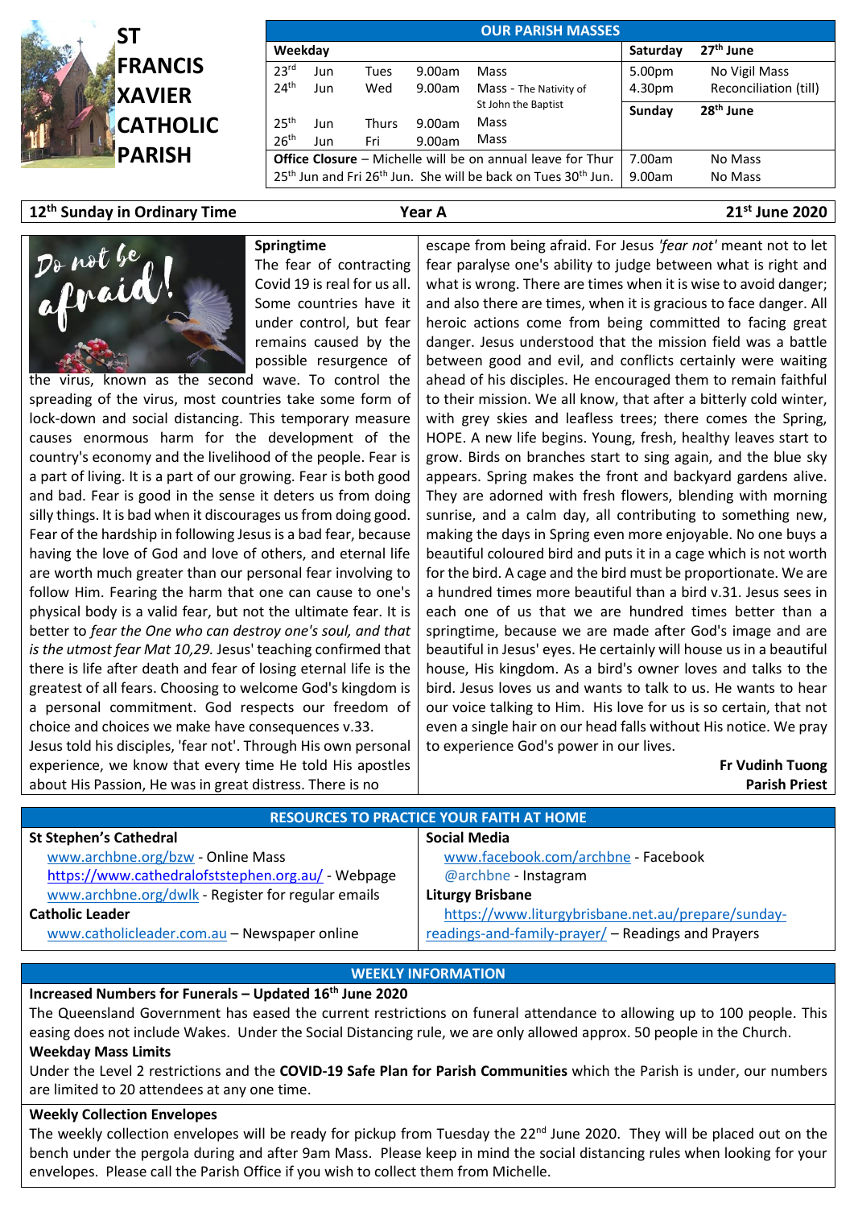# ST FRANCIS XAVIER CATHOLIC PARISH

## OUR PARISH MASSES

| Weekday | | | | | Saturday | 27th June |
|---|---|---|---|---|---|---|
| 23rd | Jun | Tues | 9.00am | Mass | 5.00pm | No Vigil Mass |
| 24th | Jun | Wed | 9.00am | Mass - The Nativity of St John the Baptist | 4.30pm | Reconciliation (till) |
| | | | | | **Sunday** | **28th June** |
| 25th | Jun | Thurs | 9.00am | Mass | | |
| 26th | Jun | Fri | 9.00am | Mass | | |
| **Office Closure** – Michelle will be on annual leave for Thur 25th Jun and Fri 26th Jun. She will be back on Tues 30th Jun. | | | | | 7.00am | No Mass |
| | | | | | 9.00am | No Mass |

**12th Sunday in Ordinary Time** | **Year A** | **21st June 2020**

### Springtime

The fear of contracting Covid 19 is real for us all. Some countries have it under control, but fear remains caused by the possible resurgence of the virus, known as the second wave. To control the spreading of the virus, most countries take some form of lock-down and social distancing. This temporary measure causes enormous harm for the development of the country's economy and the livelihood of the people. Fear is a part of living. It is a part of our growing. Fear is both good and bad. Fear is good in the sense it deters us from doing silly things. It is bad when it discourages us from doing good. Fear of the hardship in following Jesus is a bad fear, because having the love of God and love of others, and eternal life are worth much greater than our personal fear involving to follow Him. Fearing the harm that one can cause to one's physical body is a valid fear, but not the ultimate fear. It is better to *fear the One who can destroy one's soul, and that is the utmost fear Mat 10,29.* Jesus' teaching confirmed that there is life after death and fear of losing eternal life is the greatest of all fears. Choosing to welcome God's kingdom is a personal commitment. God respects our freedom of choice and choices we make have consequences v.33.

Jesus told his disciples, 'fear not'. Through His own personal experience, we know that every time He told His apostles about His Passion, He was in great distress. There is no escape from being afraid. For Jesus *'fear not'* meant not to let fear paralyse one's ability to judge between what is right and what is wrong. There are times when it is wise to avoid danger; and also there are times, when it is gracious to face danger. All heroic actions come from being committed to facing great danger. Jesus understood that the mission field was a battle between good and evil, and conflicts certainly were waiting ahead of his disciples. He encouraged them to remain faithful to their mission. We all know, that after a bitterly cold winter, with grey skies and leafless trees; there comes the Spring, HOPE. A new life begins. Young, fresh, healthy leaves start to grow. Birds on branches start to sing again, and the blue sky appears. Spring makes the front and backyard gardens alive. They are adorned with fresh flowers, blending with morning sunrise, and a calm day, all contributing to something new, making the days in Spring even more enjoyable. No one buys a beautiful coloured bird and puts it in a cage which is not worth for the bird. A cage and the bird must be proportionate. We are a hundred times more beautiful than a bird v.31. Jesus sees in each one of us that we are hundred times better than a springtime, because we are made after God's image and are beautiful in Jesus' eyes. He certainly will house us in a beautiful house, His kingdom. As a bird's owner loves and talks to the bird. Jesus loves us and wants to talk to us. He wants to hear our voice talking to Him. His love for us is so certain, that not even a single hair on our head falls without His notice. We pray to experience God's power in our lives.

**Fr Vudinh Tuong**
**Parish Priest**

## RESOURCES TO PRACTICE YOUR FAITH AT HOME

**St Stephen's Cathedral**
- www.archbne.org/bzw - Online Mass
- https://www.cathedralofststephen.org.au/ - Webpage
- www.archbne.org/dwlk - Register for regular emails

**Catholic Leader**
- www.catholicleader.com.au – Newspaper online

**Social Media**
- www.facebook.com/archbne - Facebook
- @archbne - Instagram

**Liturgy Brisbane**
- https://www.liturgybrisbane.net.au/prepare/sunday-readings-and-family-prayer/ – Readings and Prayers

## WEEKLY INFORMATION

**Increased Numbers for Funerals – Updated 16th June 2020**

The Queensland Government has eased the current restrictions on funeral attendance to allowing up to 100 people. This easing does not include Wakes. Under the Social Distancing rule, we are only allowed approx. 50 people in the Church.

**Weekday Mass Limits**

Under the Level 2 restrictions and the **COVID-19 Safe Plan for Parish Communities** which the Parish is under, our numbers are limited to 20 attendees at any one time.

**Weekly Collection Envelopes**

The weekly collection envelopes will be ready for pickup from Tuesday the 22nd June 2020. They will be placed out on the bench under the pergola during and after 9am Mass. Please keep in mind the social distancing rules when looking for your envelopes. Please call the Parish Office if you wish to collect them from Michelle.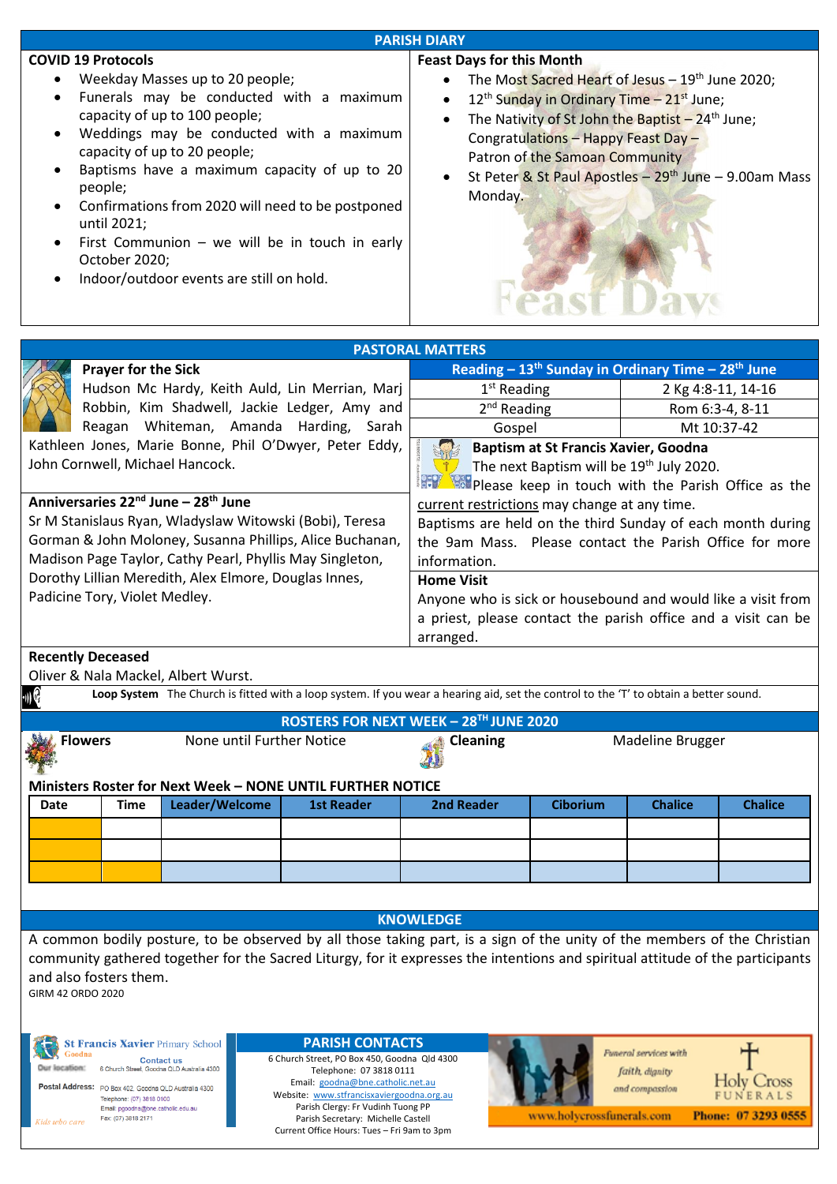## PARISH DIARY

### COVID 19 Protocols

- Weekday Masses up to 20 people;
- Funerals may be conducted with a maximum capacity of up to 100 people;
- Weddings may be conducted with a maximum capacity of up to 20 people;
- Baptisms have a maximum capacity of up to 20 people;
- Confirmations from 2020 will need to be postponed until 2021;
- First Communion – we will be in touch in early October 2020;
- Indoor/outdoor events are still on hold.

### Feast Days for this Month

- The Most Sacred Heart of Jesus – 19th June 2020;
- 12th Sunday in Ordinary Time – 21st June;
- The Nativity of St John the Baptist – 24th June; Congratulations – Happy Feast Day – Patron of the Samoan Community
- St Peter & St Paul Apostles – 29th June – 9.00am Mass Monday.

Feast Days

## PASTORAL MATTERS

### Prayer for the Sick

Hudson Mc Hardy, Keith Auld, Lin Merrian, Marj Robbin, Kim Shadwell, Jackie Ledger, Amy and Reagan Whiteman, Amanda Harding, Sarah Kathleen Jones, Marie Bonne, Phil O'Dwyer, Peter Eddy, John Cornwell, Michael Hancock.

### Anniversaries 22nd June – 28th June

Sr M Stanislaus Ryan, Wladyslaw Witowski (Bobi), Teresa Gorman & John Moloney, Susanna Phillips, Alice Buchanan, Madison Page Taylor, Cathy Pearl, Phyllis May Singleton, Dorothy Lillian Meredith, Alex Elmore, Douglas Innes, Padicine Tory, Violet Medley.

### Reading – 13th Sunday in Ordinary Time – 28th June

| | |
|---|---|
| 1st Reading | 2 Kg 4:8-11, 14-16 |
| 2nd Reading | Rom 6:3-4, 8-11 |
| Gospel | Mt 10:37-42 |

### Baptism at St Francis Xavier, Goodna

The next Baptism will be 19th July 2020.

Please keep in touch with the Parish Office as the current restrictions may change at any time.

Baptisms are held on the third Sunday of each month during the 9am Mass. Please contact the Parish Office for more information.

### Home Visit

Anyone who is sick or housebound and would like a visit from a priest, please contact the parish office and a visit can be arranged.

### Recently Deceased

Oliver & Nala Mackel, Albert Wurst.

**Loop System** The Church is fitted with a loop system. If you wear a hearing aid, set the control to the 'T' to obtain a better sound.

## ROSTERS FOR NEXT WEEK – 28TH JUNE 2020

**Flowers** None until Further Notice

**Cleaning** Madeline Brugger

### Ministers Roster for Next Week – NONE UNTIL FURTHER NOTICE

| Date | Time | Leader/Welcome | 1st Reader | 2nd Reader | Ciborium | Chalice | Chalice |
|---|---|---|---|---|---|---|---|
| | | | | | | | |
| | | | | | | | |
| | | | | | | | |

## KNOWLEDGE

A common bodily posture, to be observed by all those taking part, is a sign of the unity of the members of the Christian community gathered together for the Sacred Liturgy, for it expresses the intentions and spiritual attitude of the participants and also fosters them.

GIRM 42 ORDO 2020

**St Francis Xavier Primary School**, Goodna
Contact us
Our location: 6 Church Street, Goodna QLD Australia 4300
Postal Address: PO Box 402, Goodna QLD Australia 4300
Telephone: (07) 3818 0100
Email: pgoodna@bne.catholic.edu.au
Fax: (07) 3818 2171
Kids who care

## PARISH CONTACTS

6 Church Street, PO Box 450, Goodna Qld 4300
Telephone: 07 3818 0111
Email: goodna@bne.catholic.net.au
Website: www.stfrancisxaviergoodna.org.au
Parish Clergy: Fr Vudinh Tuong PP
Parish Secretary: Michelle Castell
Current Office Hours: Tues – Fri 9am to 3pm

Funeral services with faith, dignity and compassion
Holy Cross FUNERALS
www.holycrossfunerals.com Phone: 07 3293 0555